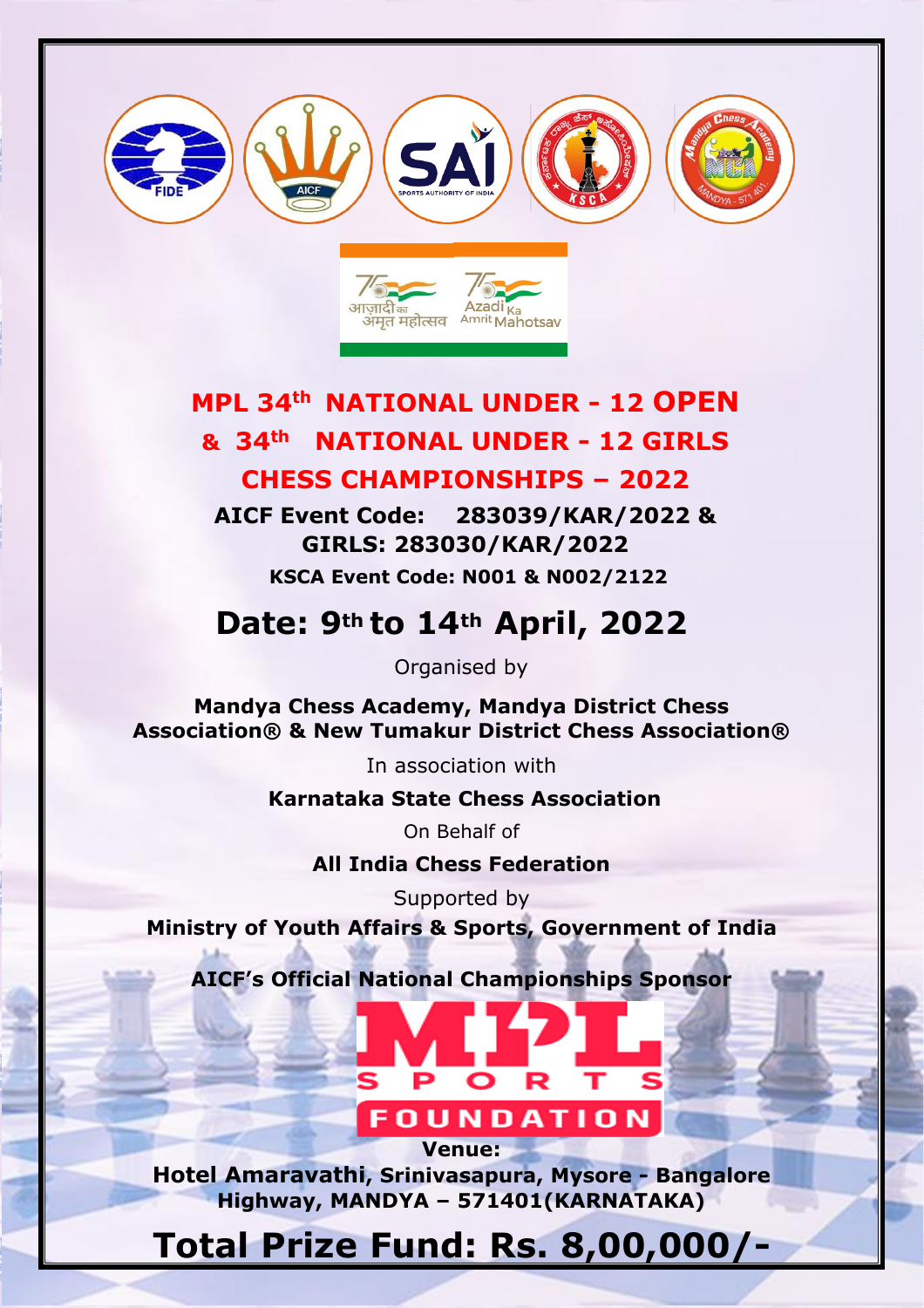# MPL 34th NATIONAL UNDER - 12 OPEN & 34th NATIONAL UNDER - 12 GIRLS CHESS CHAMPIONSHIPS – 2022

**AICF Event Code: 283039/KAR/2022 & GIRLS: 283030/KAR/2022**

**KSCA Event Code: N001 & N002/2122**

## Date: 9th to 14th April, 2022

Organised by

**Mandya Chess Academy, Mandya District Chess Association® & New Tumakur District Chess Association®**

In association with

**Karnataka State Chess Association**

On Behalf of

**All India Chess Federation**

Supported by

**Ministry of Youth Affairs & Sports, Government of India**

**AICF's Official National Championships Sponsor**

MPL SPORTS FOUNDATION

**Venue:**

**Hotel Amaravathi, Srinivasapura, Mysore - Bangalore Highway, MANDYA – 571401(KARNATAKA)**

## Total Prize Fund: Rs. 8,00,000/-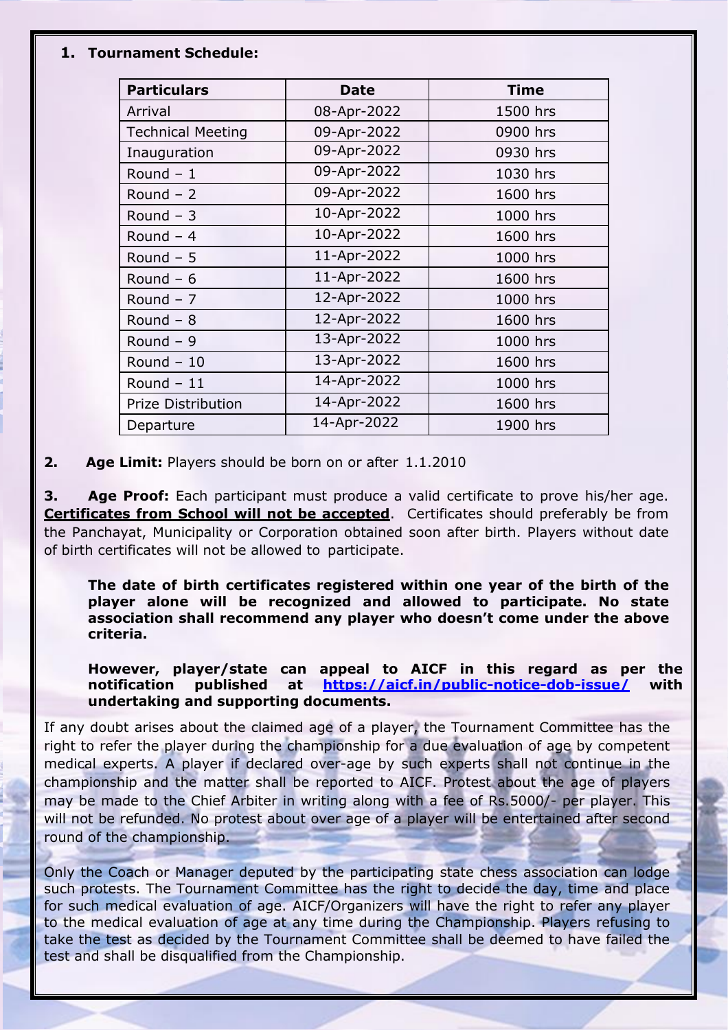**1. Tournament Schedule:**

| Particulars | Date | Time |
|---|---|---|
| Arrival | 08-Apr-2022 | 1500 hrs |
| Technical Meeting | 09-Apr-2022 | 0900 hrs |
| Inauguration | 09-Apr-2022 | 0930 hrs |
| Round – 1 | 09-Apr-2022 | 1030 hrs |
| Round – 2 | 09-Apr-2022 | 1600 hrs |
| Round – 3 | 10-Apr-2022 | 1000 hrs |
| Round – 4 | 10-Apr-2022 | 1600 hrs |
| Round – 5 | 11-Apr-2022 | 1000 hrs |
| Round – 6 | 11-Apr-2022 | 1600 hrs |
| Round – 7 | 12-Apr-2022 | 1000 hrs |
| Round – 8 | 12-Apr-2022 | 1600 hrs |
| Round – 9 | 13-Apr-2022 | 1000 hrs |
| Round – 10 | 13-Apr-2022 | 1600 hrs |
| Round – 11 | 14-Apr-2022 | 1000 hrs |
| Prize Distribution | 14-Apr-2022 | 1600 hrs |
| Departure | 14-Apr-2022 | 1900 hrs |

**2. Age Limit:** Players should be born on or after 1.1.2010

**3. Age Proof:** Each participant must produce a valid certificate to prove his/her age. **Certificates from School will not be accepted**. Certificates should preferably be from the Panchayat, Municipality or Corporation obtained soon after birth. Players without date of birth certificates will not be allowed to participate.

**The date of birth certificates registered within one year of the birth of the player alone will be recognized and allowed to participate. No state association shall recommend any player who doesn't come under the above criteria.**

**However, player/state can appeal to AICF in this regard as per the notification published at [https://aicf.in/public-notice-dob-issue/](https://aicf.in/public-notice-dob-issue/) with undertaking and supporting documents.**

If any doubt arises about the claimed age of a player, the Tournament Committee has the right to refer the player during the championship for a due evaluation of age by competent medical experts. A player if declared over-age by such experts shall not continue in the championship and the matter shall be reported to AICF. Protest about the age of players may be made to the Chief Arbiter in writing along with a fee of Rs.5000/- per player. This will not be refunded. No protest about over age of a player will be entertained after second round of the championship.

Only the Coach or Manager deputed by the participating state chess association can lodge such protests. The Tournament Committee has the right to decide the day, time and place for such medical evaluation of age. AICF/Organizers will have the right to refer any player to the medical evaluation of age at any time during the Championship. Players refusing to take the test as decided by the Tournament Committee shall be deemed to have failed the test and shall be disqualified from the Championship.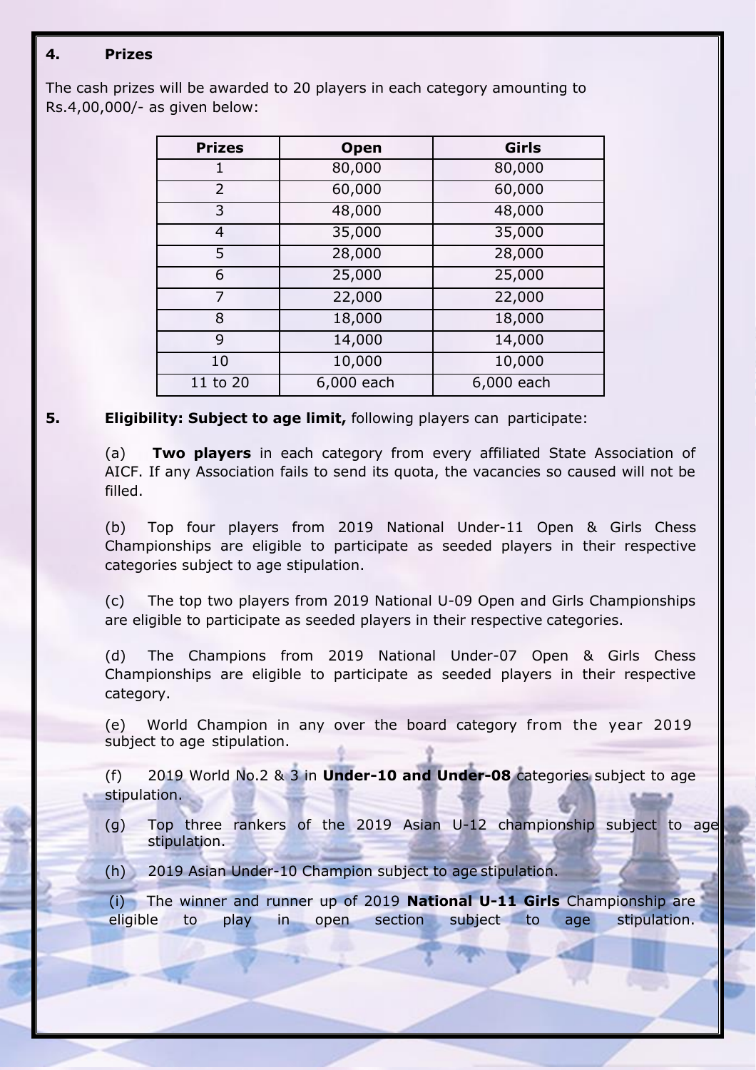## 4. Prizes

The cash prizes will be awarded to 20 players in each category amounting to Rs.4,00,000/- as given below:

| Prizes | Open | Girls |
|---|---|---|
| 1 | 80,000 | 80,000 |
| 2 | 60,000 | 60,000 |
| 3 | 48,000 | 48,000 |
| 4 | 35,000 | 35,000 |
| 5 | 28,000 | 28,000 |
| 6 | 25,000 | 25,000 |
| 7 | 22,000 | 22,000 |
| 8 | 18,000 | 18,000 |
| 9 | 14,000 | 14,000 |
| 10 | 10,000 | 10,000 |
| 11 to 20 | 6,000 each | 6,000 each |

## 5. Eligibility: Subject to age limit, following players can participate:

(a) **Two players** in each category from every affiliated State Association of AICF. If any Association fails to send its quota, the vacancies so caused will not be filled.

(b) Top four players from 2019 National Under-11 Open & Girls Chess Championships are eligible to participate as seeded players in their respective categories subject to age stipulation.

(c) The top two players from 2019 National U-09 Open and Girls Championships are eligible to participate as seeded players in their respective categories.

(d) The Champions from 2019 National Under-07 Open & Girls Chess Championships are eligible to participate as seeded players in their respective category.

(e) World Champion in any over the board category from the year 2019 subject to age stipulation.

(f) 2019 World No.2 & 3 in **Under-10 and Under-08** categories subject to age stipulation.

(g) Top three rankers of the 2019 Asian U-12 championship subject to age stipulation.

(h) 2019 Asian Under-10 Champion subject to age stipulation.

(i) The winner and runner up of 2019 **National U-11 Girls** Championship are eligible to play in open section subject to age stipulation.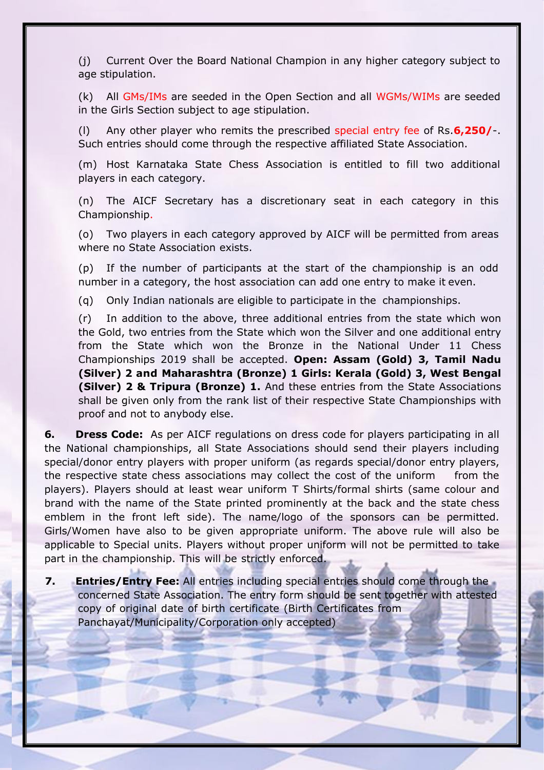(j) Current Over the Board National Champion in any higher category subject to age stipulation.

(k) All GMs/IMs are seeded in the Open Section and all WGMs/WIMs are seeded in the Girls Section subject to age stipulation.

(l) Any other player who remits the prescribed special entry fee of Rs.**6,250/**-. Such entries should come through the respective affiliated State Association.

(m) Host Karnataka State Chess Association is entitled to fill two additional players in each category.

(n) The AICF Secretary has a discretionary seat in each category in this Championship.

(o) Two players in each category approved by AICF will be permitted from areas where no State Association exists.

(p) If the number of participants at the start of the championship is an odd number in a category, the host association can add one entry to make it even.

(q) Only Indian nationals are eligible to participate in the championships.

(r) In addition to the above, three additional entries from the state which won the Gold, two entries from the State which won the Silver and one additional entry from the State which won the Bronze in the National Under 11 Chess Championships 2019 shall be accepted. **Open: Assam (Gold) 3, Tamil Nadu (Silver) 2 and Maharashtra (Bronze) 1 Girls: Kerala (Gold) 3, West Bengal (Silver) 2 & Tripura (Bronze) 1.** And these entries from the State Associations shall be given only from the rank list of their respective State Championships with proof and not to anybody else.

**6. Dress Code:** As per AICF regulations on dress code for players participating in all the National championships, all State Associations should send their players including special/donor entry players with proper uniform (as regards special/donor entry players, the respective state chess associations may collect the cost of the uniform from the players). Players should at least wear uniform T Shirts/formal shirts (same colour and brand with the name of the State printed prominently at the back and the state chess emblem in the front left side). The name/logo of the sponsors can be permitted. Girls/Women have also to be given appropriate uniform. The above rule will also be applicable to Special units. Players without proper uniform will not be permitted to take part in the championship. This will be strictly enforced.

**7. Entries/Entry Fee:** All entries including special entries should come through the concerned State Association. The entry form should be sent together with attested copy of original date of birth certificate (Birth Certificates from Panchayat/Municipality/Corporation only accepted)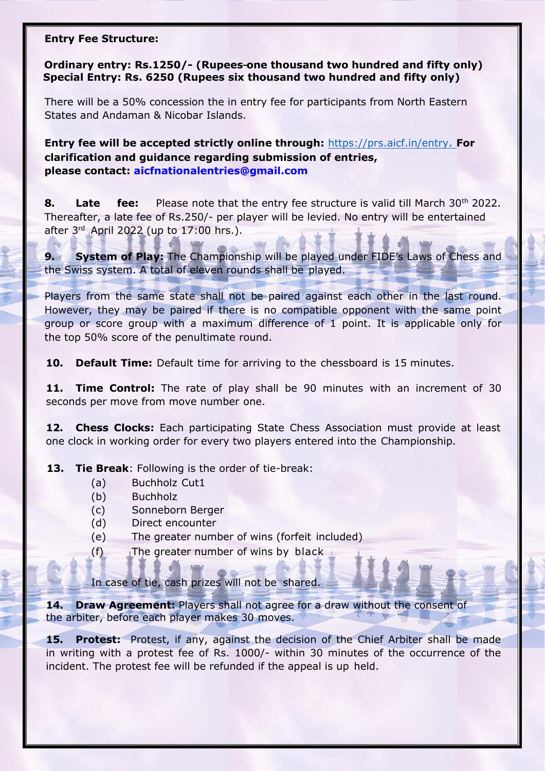**Entry Fee Structure:**

**Ordinary entry: Rs.1250/- (Rupees-one thousand two hundred and fifty only)**
**Special Entry: Rs. 6250 (Rupees six thousand two hundred and fifty only)**

There will be a 50% concession the in entry fee for participants from North Eastern States and Andaman & Nicobar Islands.

**Entry fee will be accepted strictly online through:** https://prs.aicf.in/entry. **For clarification and guidance regarding submission of entries, please contact: aicfnationalentries@gmail.com**

**8. Late fee:** Please note that the entry fee structure is valid till March 30th 2022. Thereafter, a late fee of Rs.250/- per player will be levied. No entry will be entertained after 3rd April 2022 (up to 17:00 hrs.).

**9. System of Play:** The Championship will be played under FIDE's Laws of Chess and the Swiss system. A total of eleven rounds shall be played.

Players from the same state shall not be paired against each other in the last round. However, they may be paired if there is no compatible opponent with the same point group or score group with a maximum difference of 1 point. It is applicable only for the top 50% score of the penultimate round.

**10. Default Time:** Default time for arriving to the chessboard is 15 minutes.

**11. Time Control:** The rate of play shall be 90 minutes with an increment of 30 seconds per move from move number one.

**12. Chess Clocks:** Each participating State Chess Association must provide at least one clock in working order for every two players entered into the Championship.

**13. Tie Break**: Following is the order of tie-break:

(a) Buchholz Cut1
(b) Buchholz
(c) Sonneborn Berger
(d) Direct encounter
(e) The greater number of wins (forfeit included)
(f) The greater number of wins by black

In case of tie, cash prizes will not be shared.

**14. Draw Agreement:** Players shall not agree for a draw without the consent of the arbiter, before each player makes 30 moves.

**15. Protest:** Protest, if any, against the decision of the Chief Arbiter shall be made in writing with a protest fee of Rs. 1000/- within 30 minutes of the occurrence of the incident. The protest fee will be refunded if the appeal is up held.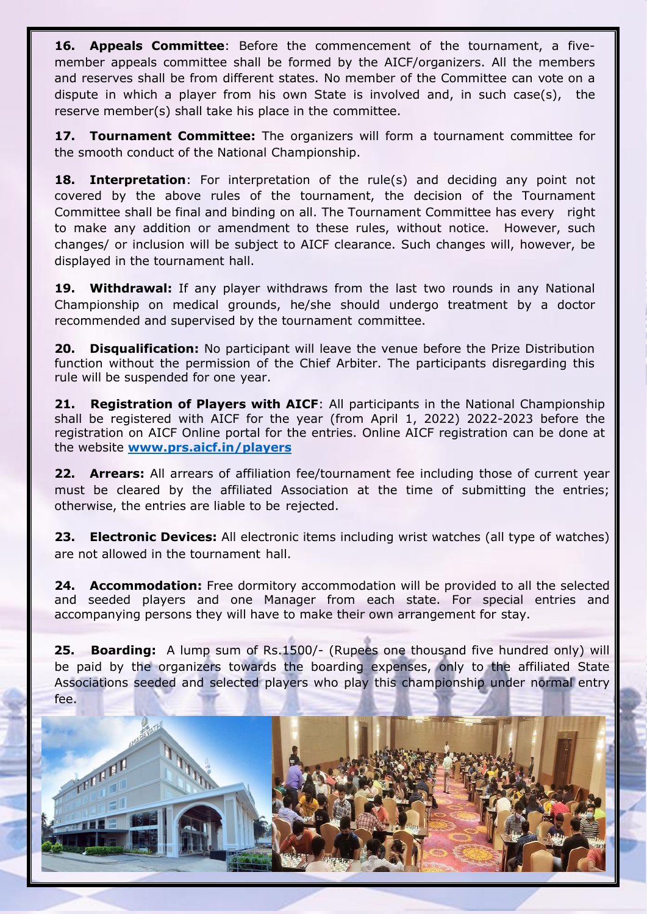**16. Appeals Committee**: Before the commencement of the tournament, a five-member appeals committee shall be formed by the AICF/organizers. All the members and reserves shall be from different states. No member of the Committee can vote on a dispute in which a player from his own State is involved and, in such case(s), the reserve member(s) shall take his place in the committee.

**17. Tournament Committee:** The organizers will form a tournament committee for the smooth conduct of the National Championship.

**18. Interpretation**: For interpretation of the rule(s) and deciding any point not covered by the above rules of the tournament, the decision of the Tournament Committee shall be final and binding on all. The Tournament Committee has every right to make any addition or amendment to these rules, without notice. However, such changes/ or inclusion will be subject to AICF clearance. Such changes will, however, be displayed in the tournament hall.

**19. Withdrawal:** If any player withdraws from the last two rounds in any National Championship on medical grounds, he/she should undergo treatment by a doctor recommended and supervised by the tournament committee.

**20. Disqualification:** No participant will leave the venue before the Prize Distribution function without the permission of the Chief Arbiter. The participants disregarding this rule will be suspended for one year.

**21. Registration of Players with AICF**: All participants in the National Championship shall be registered with AICF for the year (from April 1, 2022) 2022-2023 before the registration on AICF Online portal for the entries. Online AICF registration can be done at the website **www.prs.aicf.in/players**

**22. Arrears:** All arrears of affiliation fee/tournament fee including those of current year must be cleared by the affiliated Association at the time of submitting the entries; otherwise, the entries are liable to be rejected.

**23. Electronic Devices:** All electronic items including wrist watches (all type of watches) are not allowed in the tournament hall.

**24. Accommodation:** Free dormitory accommodation will be provided to all the selected and seeded players and one Manager from each state. For special entries and accompanying persons they will have to make their own arrangement for stay.

**25. Boarding:** A lump sum of Rs.1500/- (Rupees one thousand five hundred only) will be paid by the organizers towards the boarding expenses, only to the affiliated State Associations seeded and selected players who play this championship under normal entry fee.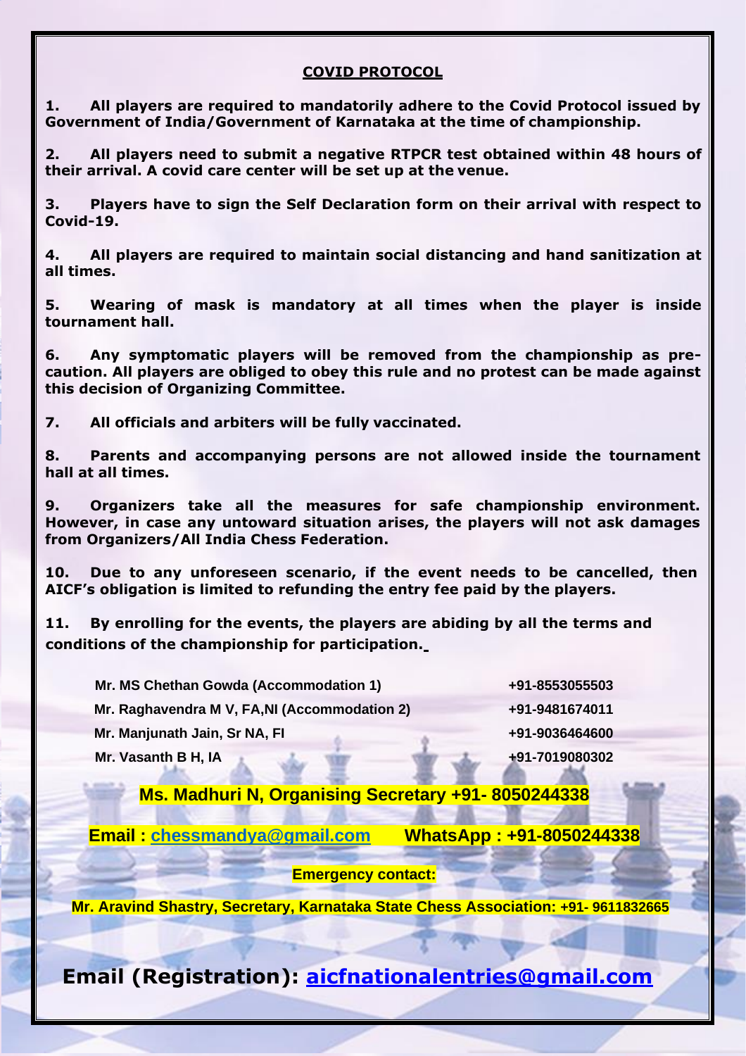## COVID PROTOCOL

**1. All players are required to mandatorily adhere to the Covid Protocol issued by Government of India/Government of Karnataka at the time of championship.**

**2. All players need to submit a negative RTPCR test obtained within 48 hours of their arrival. A covid care center will be set up at the venue.**

**3. Players have to sign the Self Declaration form on their arrival with respect to Covid-19.**

**4. All players are required to maintain social distancing and hand sanitization at all times.**

**5. Wearing of mask is mandatory at all times when the player is inside tournament hall.**

**6. Any symptomatic players will be removed from the championship as pre-caution. All players are obliged to obey this rule and no protest can be made against this decision of Organizing Committee.**

**7. All officials and arbiters will be fully vaccinated.**

**8. Parents and accompanying persons are not allowed inside the tournament hall at all times.**

**9. Organizers take all the measures for safe championship environment. However, in case any untoward situation arises, the players will not ask damages from Organizers/All India Chess Federation.**

**10. Due to any unforeseen scenario, if the event needs to be cancelled, then AICF's obligation is limited to refunding the entry fee paid by the players.**

**11. By enrolling for the events, the players are abiding by all the terms and conditions of the championship for participation.**

| | |
|---|---|
| **Mr. MS Chethan Gowda (Accommodation 1)** | **+91-8553055503** |
| **Mr. Raghavendra M V, FA,NI (Accommodation 2)** | **+91-9481674011** |
| **Mr. Manjunath Jain, Sr NA, FI** | **+91-9036464600** |
| **Mr. Vasanth B H, IA** | **+91-7019080302** |

**Ms. Madhuri N, Organising Secretary +91- 8050244338**

**Email : chessmandya@gmail.com WhatsApp : +91-8050244338**

**Emergency contact:**

**Mr. Aravind Shastry, Secretary, Karnataka State Chess Association: +91- 9611832665**

**Email (Registration): aicfnationalentries@gmail.com**